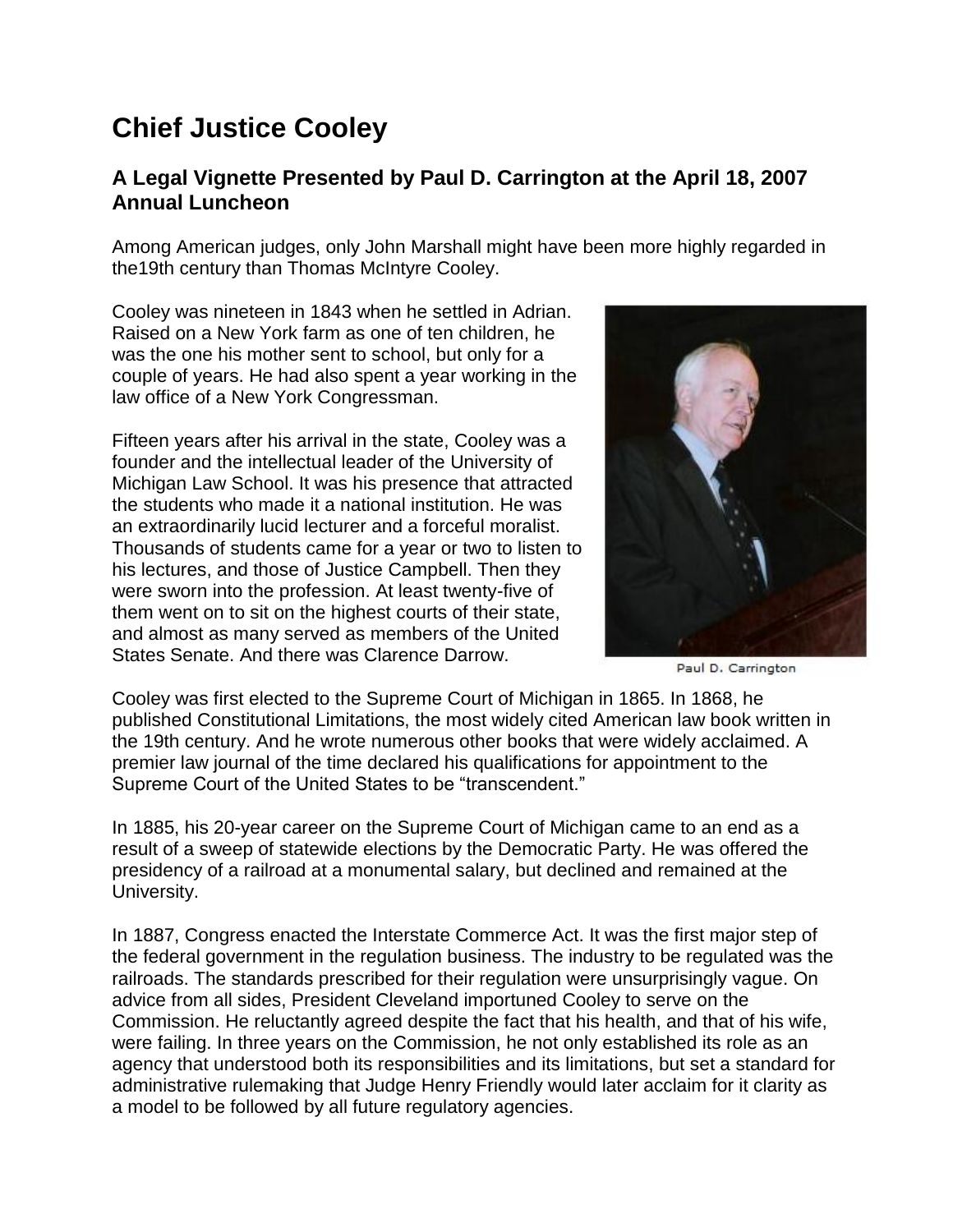# Chief Justice Cooley

## A Legal Vignette Presented by Paul D. Carrington at the April 18, 2007 Annual Luncheon

Among American judges, only John Marshall might have been more highly regarded in the19th century than Thomas McIntyre Cooley.

Cooley was nineteen in 1843 when he settled in Adrian. Raised on a New York farm as one of ten children, he was the one his mother sent to school, but only for a couple of years. He had also spent a year working in the law office of a New York Congressman.

Fifteen years after his arrival in the state, Cooley was a founder and the intellectual leader of the University of Michigan Law School. It was his presence that attracted the students who made it a national institution. He was an extraordinarily lucid lecturer and a forceful moralist. Thousands of students came for a year or two to listen to his lectures, and those of Justice Campbell. Then they were sworn into the profession. At least twenty-five of them went on to sit on the highest courts of their state, and almost as many served as members of the United States Senate. And there was Clarence Darrow.

Paul D. Carrington

Cooley was first elected to the Supreme Court of Michigan in 1865. In 1868, he published Constitutional Limitations, the most widely cited American law book written in the 19th century. And he wrote numerous other books that were widely acclaimed. A premier law journal of the time declared his qualifications for appointment to the Supreme Court of the United States to be “transcendent.”

In 1885, his 20-year career on the Supreme Court of Michigan came to an end as a result of a sweep of statewide elections by the Democratic Party. He was offered the presidency of a railroad at a monumental salary, but declined and remained at the University.

In 1887, Congress enacted the Interstate Commerce Act. It was the first major step of the federal government in the regulation business. The industry to be regulated was the railroads. The standards prescribed for their regulation were unsurprisingly vague. On advice from all sides, President Cleveland importuned Cooley to serve on the Commission. He reluctantly agreed despite the fact that his health, and that of his wife, were failing. In three years on the Commission, he not only established its role as an agency that understood both its responsibilities and its limitations, but set a standard for administrative rulemaking that Judge Henry Friendly would later acclaim for it clarity as a model to be followed by all future regulatory agencies.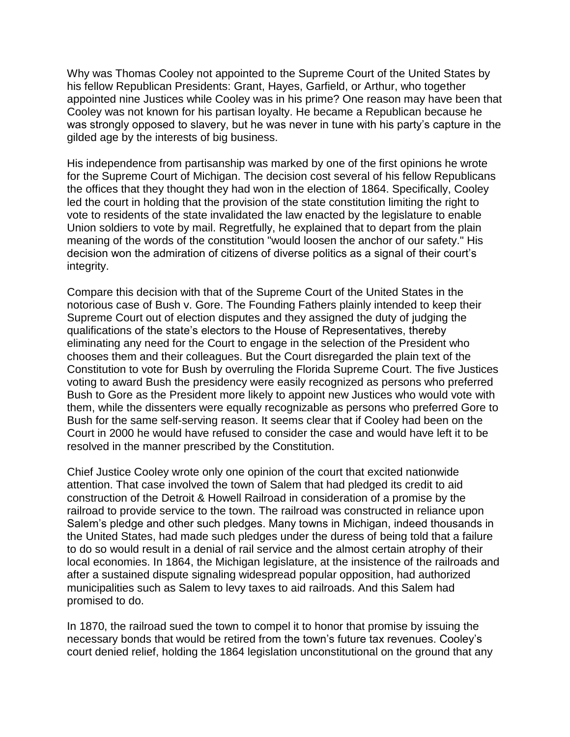Why was Thomas Cooley not appointed to the Supreme Court of the United States by his fellow Republican Presidents: Grant, Hayes, Garfield, or Arthur, who together appointed nine Justices while Cooley was in his prime? One reason may have been that Cooley was not known for his partisan loyalty. He became a Republican because he was strongly opposed to slavery, but he was never in tune with his party's capture in the gilded age by the interests of big business.

His independence from partisanship was marked by one of the first opinions he wrote for the Supreme Court of Michigan. The decision cost several of his fellow Republicans the offices that they thought they had won in the election of 1864. Specifically, Cooley led the court in holding that the provision of the state constitution limiting the right to vote to residents of the state invalidated the law enacted by the legislature to enable Union soldiers to vote by mail. Regretfully, he explained that to depart from the plain meaning of the words of the constitution "would loosen the anchor of our safety." His decision won the admiration of citizens of diverse politics as a signal of their court's integrity.

Compare this decision with that of the Supreme Court of the United States in the notorious case of Bush v. Gore. The Founding Fathers plainly intended to keep their Supreme Court out of election disputes and they assigned the duty of judging the qualifications of the state's electors to the House of Representatives, thereby eliminating any need for the Court to engage in the selection of the President who chooses them and their colleagues. But the Court disregarded the plain text of the Constitution to vote for Bush by overruling the Florida Supreme Court. The five Justices voting to award Bush the presidency were easily recognized as persons who preferred Bush to Gore as the President more likely to appoint new Justices who would vote with them, while the dissenters were equally recognizable as persons who preferred Gore to Bush for the same self-serving reason. It seems clear that if Cooley had been on the Court in 2000 he would have refused to consider the case and would have left it to be resolved in the manner prescribed by the Constitution.

Chief Justice Cooley wrote only one opinion of the court that excited nationwide attention. That case involved the town of Salem that had pledged its credit to aid construction of the Detroit & Howell Railroad in consideration of a promise by the railroad to provide service to the town. The railroad was constructed in reliance upon Salem's pledge and other such pledges. Many towns in Michigan, indeed thousands in the United States, had made such pledges under the duress of being told that a failure to do so would result in a denial of rail service and the almost certain atrophy of their local economies. In 1864, the Michigan legislature, at the insistence of the railroads and after a sustained dispute signaling widespread popular opposition, had authorized municipalities such as Salem to levy taxes to aid railroads. And this Salem had promised to do.

In 1870, the railroad sued the town to compel it to honor that promise by issuing the necessary bonds that would be retired from the town's future tax revenues. Cooley's court denied relief, holding the 1864 legislation unconstitutional on the ground that any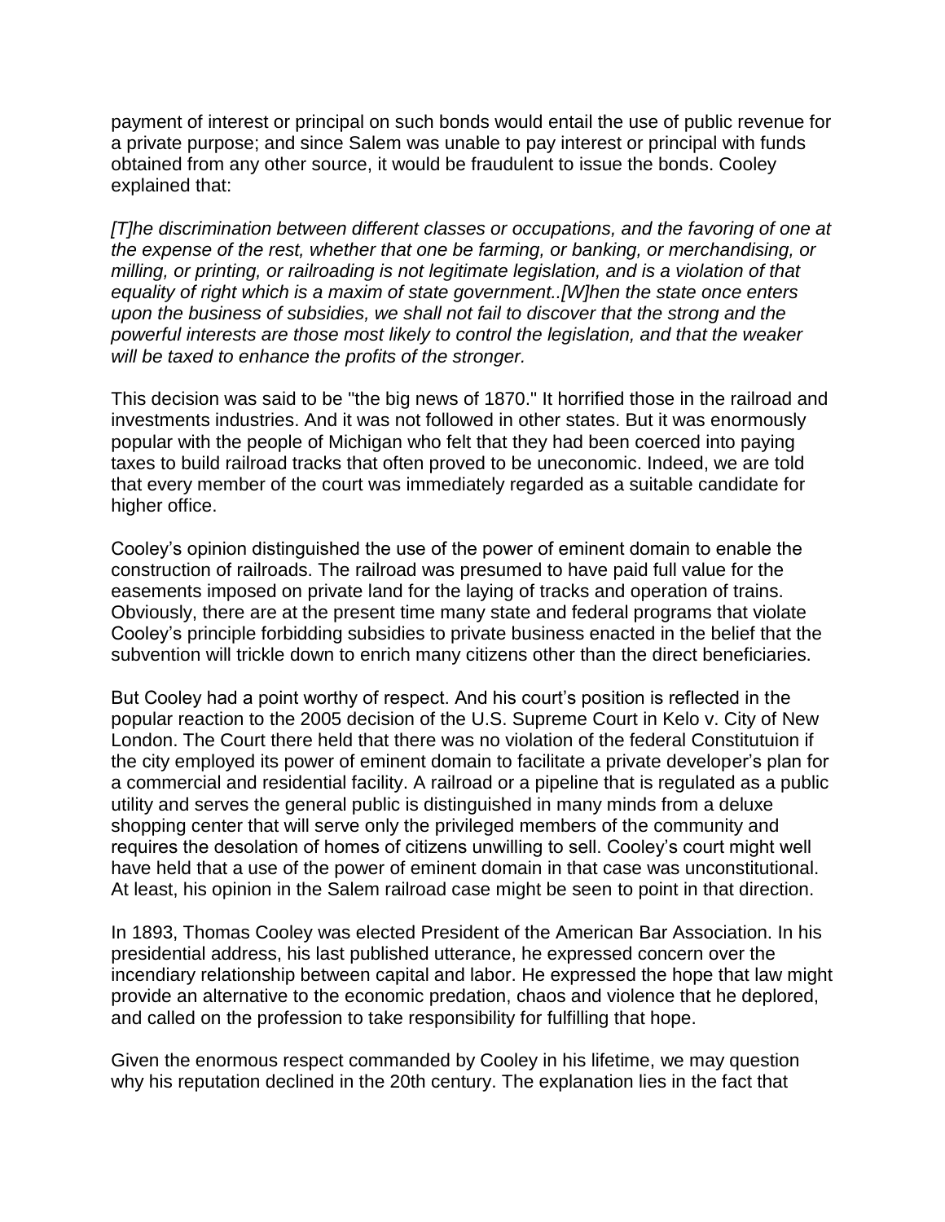payment of interest or principal on such bonds would entail the use of public revenue for a private purpose; and since Salem was unable to pay interest or principal with funds obtained from any other source, it would be fraudulent to issue the bonds. Cooley explained that:

*[T]he discrimination between different classes or occupations, and the favoring of one at the expense of the rest, whether that one be farming, or banking, or merchandising, or milling, or printing, or railroading is not legitimate legislation, and is a violation of that equality of right which is a maxim of state government..[W]hen the state once enters upon the business of subsidies, we shall not fail to discover that the strong and the powerful interests are those most likely to control the legislation, and that the weaker will be taxed to enhance the profits of the stronger.*

This decision was said to be "the big news of 1870." It horrified those in the railroad and investments industries. And it was not followed in other states. But it was enormously popular with the people of Michigan who felt that they had been coerced into paying taxes to build railroad tracks that often proved to be uneconomic. Indeed, we are told that every member of the court was immediately regarded as a suitable candidate for higher office.

Cooley's opinion distinguished the use of the power of eminent domain to enable the construction of railroads. The railroad was presumed to have paid full value for the easements imposed on private land for the laying of tracks and operation of trains. Obviously, there are at the present time many state and federal programs that violate Cooley's principle forbidding subsidies to private business enacted in the belief that the subvention will trickle down to enrich many citizens other than the direct beneficiaries.

But Cooley had a point worthy of respect. And his court's position is reflected in the popular reaction to the 2005 decision of the U.S. Supreme Court in Kelo v. City of New London. The Court there held that there was no violation of the federal Constitutuion if the city employed its power of eminent domain to facilitate a private developer's plan for a commercial and residential facility. A railroad or a pipeline that is regulated as a public utility and serves the general public is distinguished in many minds from a deluxe shopping center that will serve only the privileged members of the community and requires the desolation of homes of citizens unwilling to sell. Cooley's court might well have held that a use of the power of eminent domain in that case was unconstitutional. At least, his opinion in the Salem railroad case might be seen to point in that direction.

In 1893, Thomas Cooley was elected President of the American Bar Association. In his presidential address, his last published utterance, he expressed concern over the incendiary relationship between capital and labor. He expressed the hope that law might provide an alternative to the economic predation, chaos and violence that he deplored, and called on the profession to take responsibility for fulfilling that hope.

Given the enormous respect commanded by Cooley in his lifetime, we may question why his reputation declined in the 20th century. The explanation lies in the fact that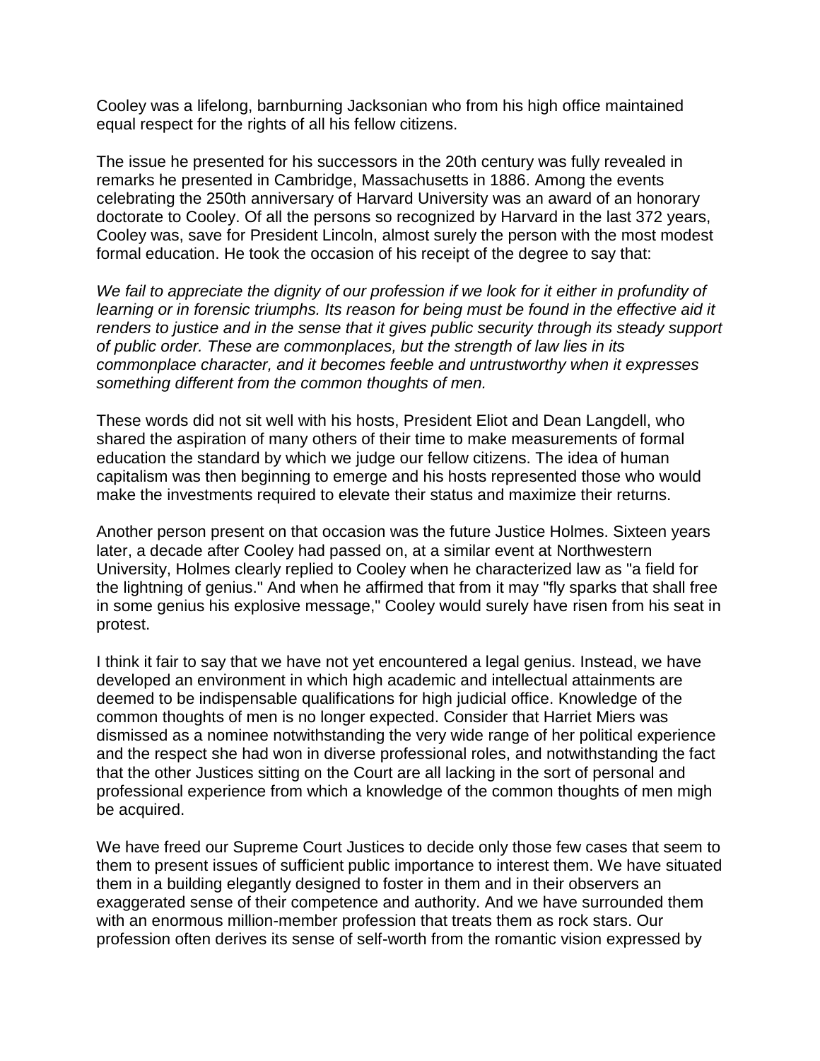Cooley was a lifelong, barnburning Jacksonian who from his high office maintained equal respect for the rights of all his fellow citizens.

The issue he presented for his successors in the 20th century was fully revealed in remarks he presented in Cambridge, Massachusetts in 1886. Among the events celebrating the 250th anniversary of Harvard University was an award of an honorary doctorate to Cooley. Of all the persons so recognized by Harvard in the last 372 years, Cooley was, save for President Lincoln, almost surely the person with the most modest formal education. He took the occasion of his receipt of the degree to say that:

*We fail to appreciate the dignity of our profession if we look for it either in profundity of learning or in forensic triumphs. Its reason for being must be found in the effective aid it renders to justice and in the sense that it gives public security through its steady support of public order. These are commonplaces, but the strength of law lies in its commonplace character, and it becomes feeble and untrustworthy when it expresses something different from the common thoughts of men.*

These words did not sit well with his hosts, President Eliot and Dean Langdell, who shared the aspiration of many others of their time to make measurements of formal education the standard by which we judge our fellow citizens. The idea of human capitalism was then beginning to emerge and his hosts represented those who would make the investments required to elevate their status and maximize their returns.

Another person present on that occasion was the future Justice Holmes. Sixteen years later, a decade after Cooley had passed on, at a similar event at Northwestern University, Holmes clearly replied to Cooley when he characterized law as "a field for the lightning of genius." And when he affirmed that from it may "fly sparks that shall free in some genius his explosive message," Cooley would surely have risen from his seat in protest.

I think it fair to say that we have not yet encountered a legal genius. Instead, we have developed an environment in which high academic and intellectual attainments are deemed to be indispensable qualifications for high judicial office. Knowledge of the common thoughts of men is no longer expected. Consider that Harriet Miers was dismissed as a nominee notwithstanding the very wide range of her political experience and the respect she had won in diverse professional roles, and notwithstanding the fact that the other Justices sitting on the Court are all lacking in the sort of personal and professional experience from which a knowledge of the common thoughts of men migh be acquired.

We have freed our Supreme Court Justices to decide only those few cases that seem to them to present issues of sufficient public importance to interest them. We have situated them in a building elegantly designed to foster in them and in their observers an exaggerated sense of their competence and authority. And we have surrounded them with an enormous million-member profession that treats them as rock stars. Our profession often derives its sense of self-worth from the romantic vision expressed by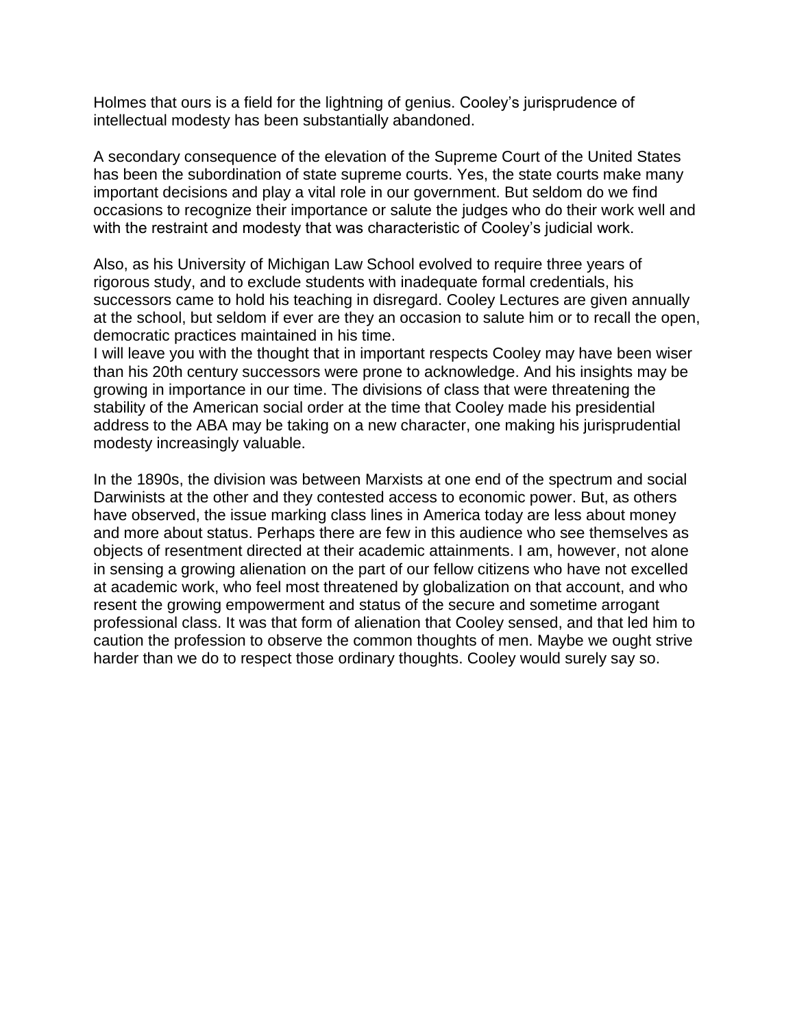Holmes that ours is a field for the lightning of genius. Cooley's jurisprudence of intellectual modesty has been substantially abandoned.

A secondary consequence of the elevation of the Supreme Court of the United States has been the subordination of state supreme courts. Yes, the state courts make many important decisions and play a vital role in our government. But seldom do we find occasions to recognize their importance or salute the judges who do their work well and with the restraint and modesty that was characteristic of Cooley's judicial work.

Also, as his University of Michigan Law School evolved to require three years of rigorous study, and to exclude students with inadequate formal credentials, his successors came to hold his teaching in disregard. Cooley Lectures are given annually at the school, but seldom if ever are they an occasion to salute him or to recall the open, democratic practices maintained in his time.

I will leave you with the thought that in important respects Cooley may have been wiser than his 20th century successors were prone to acknowledge. And his insights may be growing in importance in our time. The divisions of class that were threatening the stability of the American social order at the time that Cooley made his presidential address to the ABA may be taking on a new character, one making his jurisprudential modesty increasingly valuable.

In the 1890s, the division was between Marxists at one end of the spectrum and social Darwinists at the other and they contested access to economic power. But, as others have observed, the issue marking class lines in America today are less about money and more about status. Perhaps there are few in this audience who see themselves as objects of resentment directed at their academic attainments. I am, however, not alone in sensing a growing alienation on the part of our fellow citizens who have not excelled at academic work, who feel most threatened by globalization on that account, and who resent the growing empowerment and status of the secure and sometime arrogant professional class. It was that form of alienation that Cooley sensed, and that led him to caution the profession to observe the common thoughts of men. Maybe we ought strive harder than we do to respect those ordinary thoughts. Cooley would surely say so.